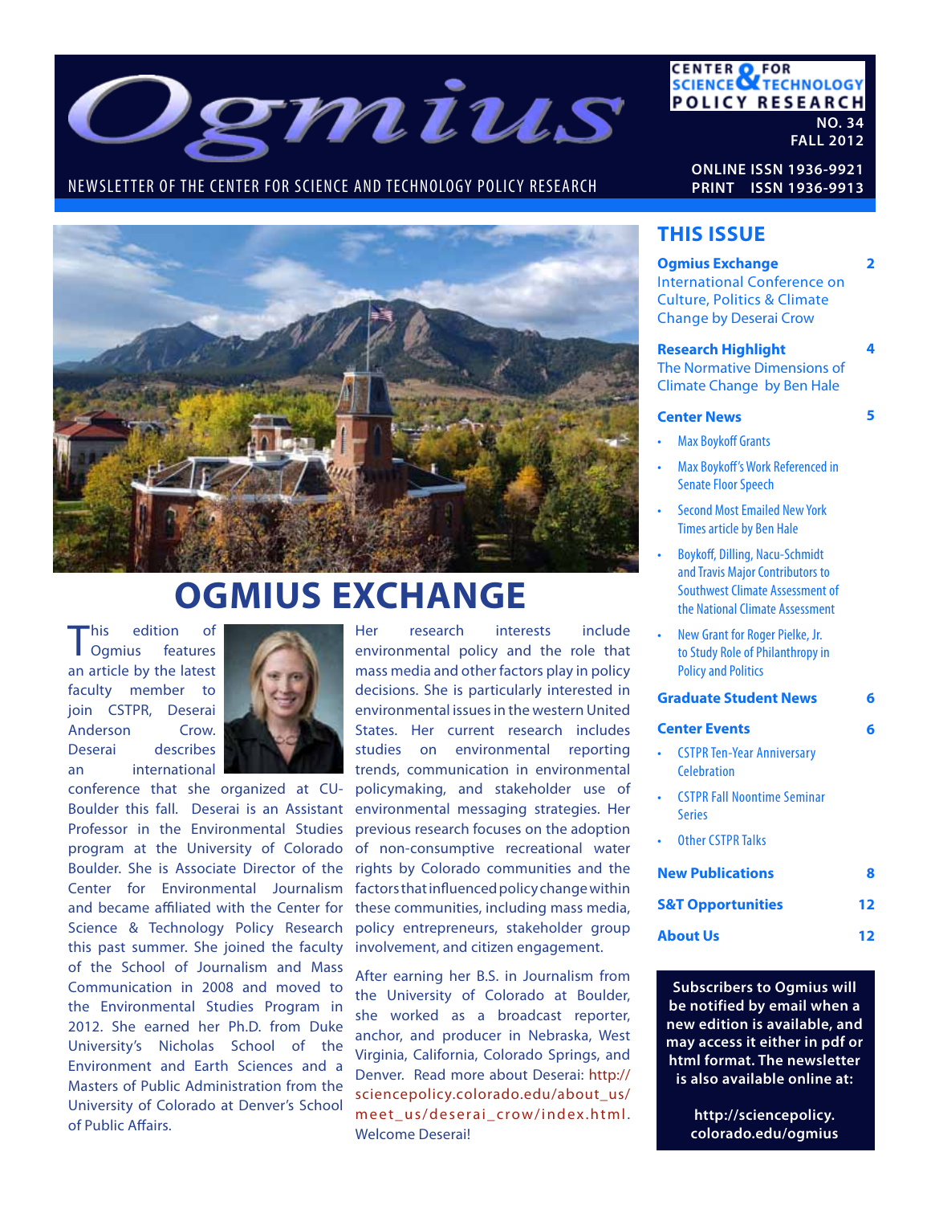# Ogmius

NEWSLETTER OF THE CENTER FOR SCIENCE AND TECHNOLOGY POLICY RESEARCH

CENTER FOR SCIENCE & TECHNOLOGY POLICY RESEARCH

NO. 34
FALL 2012

ONLINE ISSN 1936-9921
PRINT ISSN 1936-9913

## THIS ISSUE

**Ogmius Exchange** 2
International Conference on Culture, Politics & Climate Change by Deserai Crow

**Research Highlight** 4
The Normative Dimensions of Climate Change by Ben Hale

**Center News** 5

- Max Boykoff Grants
- Max Boykoff's Work Referenced in Senate Floor Speech
- Second Most Emailed New York Times article by Ben Hale
- Boykoff, Dilling, Nacu-Schmidt and Travis Major Contributors to Southwest Climate Assessment of the National Climate Assessment
- New Grant for Roger Pielke, Jr. to Study Role of Philanthropy in Policy and Politics

**Graduate Student News** 6

**Center Events** 6

- CSTPR Ten-Year Anniversary Celebration
- CSTPR Fall Noontime Seminar Series
- Other CSTPR Talks

**New Publications** 8

**S&T Opportunities** 12

**About Us** 12

**Subscribers to Ogmius will be notified by email when a new edition is available, and may access it either in pdf or html format. The newsletter is also available online at:**

**http://sciencepolicy.colorado.edu/ogmius**

# OGMIUS EXCHANGE

This edition of Ogmius features an article by the latest faculty member to join CSTPR, Deserai Anderson Crow. Deserai describes an international conference that she organized at CU-Boulder this fall. Deserai is an Assistant Professor in the Environmental Studies program at the University of Colorado Boulder. She is Associate Director of the Center for Environmental Journalism and became affiliated with the Center for Science & Technology Policy Research this past summer. She joined the faculty of the School of Journalism and Mass Communication in 2008 and moved to the Environmental Studies Program in 2012. She earned her Ph.D. from Duke University's Nicholas School of the Environment and Earth Sciences and a Masters of Public Administration from the University of Colorado at Denver's School of Public Affairs.

Her research interests include environmental policy and the role that mass media and other factors play in policy decisions. She is particularly interested in environmental issues in the western United States. Her current research includes studies on environmental reporting trends, communication in environmental policymaking, and stakeholder use of environmental messaging strategies. Her previous research focuses on the adoption of non-consumptive recreational water rights by Colorado communities and the factors that influenced policy change within these communities, including mass media, policy entrepreneurs, stakeholder group involvement, and citizen engagement.

After earning her B.S. in Journalism from the University of Colorado at Boulder, she worked as a broadcast reporter, anchor, and producer in Nebraska, West Virginia, California, Colorado Springs, and Denver. Read more about Deserai: http://sciencepolicy.colorado.edu/about_us/meet_us/deserai_crow/index.html. Welcome Deserai!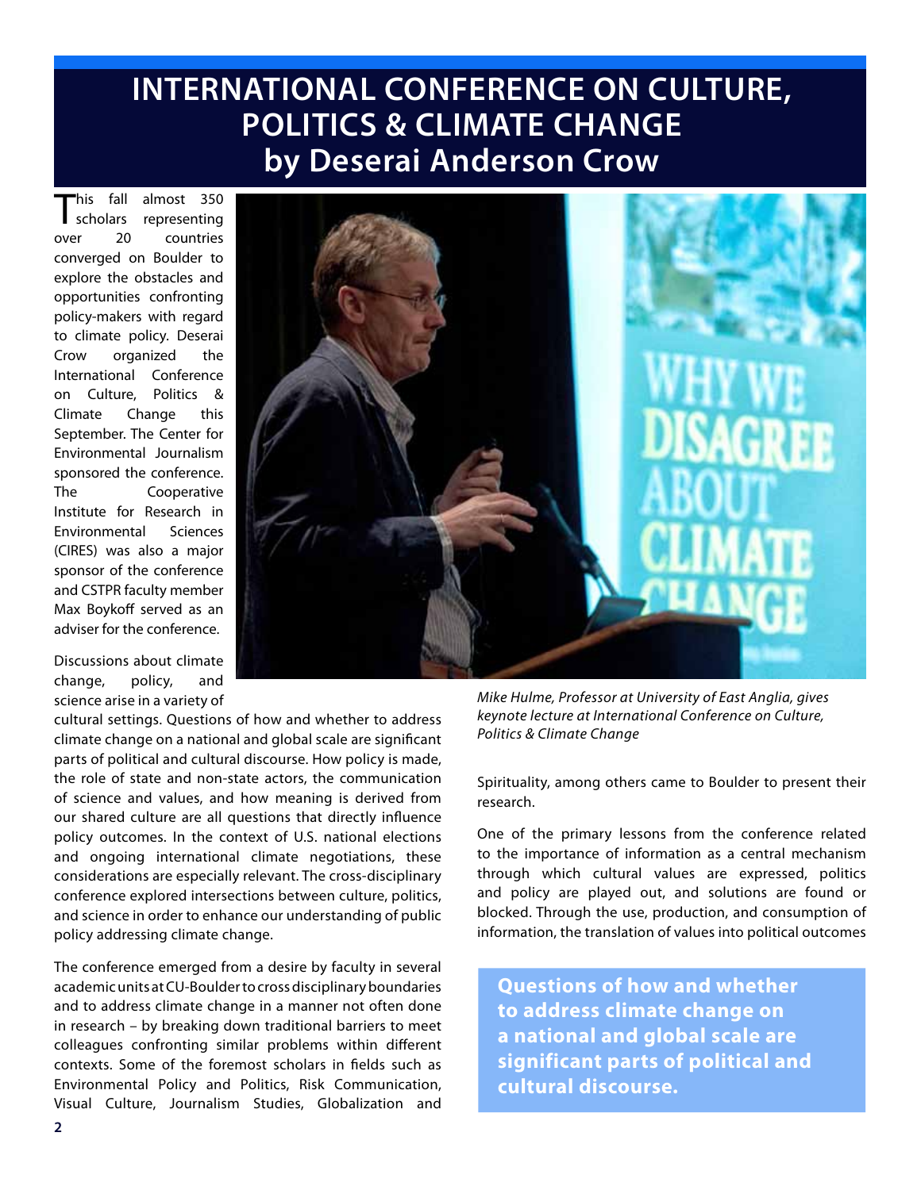# INTERNATIONAL CONFERENCE ON CULTURE, POLITICS & CLIMATE CHANGE
## by Deserai Anderson Crow

This fall almost 350 scholars representing over 20 countries converged on Boulder to explore the obstacles and opportunities confronting policy-makers with regard to climate policy. Deserai Crow organized the International Conference on Culture, Politics & Climate Change this September. The Center for Environmental Journalism sponsored the conference. The Cooperative Institute for Research in Environmental Sciences (CIRES) was also a major sponsor of the conference and CSTPR faculty member Max Boykoff served as an adviser for the conference.

Discussions about climate change, policy, and science arise in a variety of cultural settings. Questions of how and whether to address climate change on a national and global scale are significant parts of political and cultural discourse. How policy is made, the role of state and non-state actors, the communication of science and values, and how meaning is derived from our shared culture are all questions that directly influence policy outcomes. In the context of U.S. national elections and ongoing international climate negotiations, these considerations are especially relevant. The cross-disciplinary conference explored intersections between culture, politics, and science in order to enhance our understanding of public policy addressing climate change.

The conference emerged from a desire by faculty in several academic units at CU-Boulder to cross disciplinary boundaries and to address climate change in a manner not often done in research – by breaking down traditional barriers to meet colleagues confronting similar problems within different contexts. Some of the foremost scholars in fields such as Environmental Policy and Politics, Risk Communication, Visual Culture, Journalism Studies, Globalization and Spirituality, among others came to Boulder to present their research.

*Mike Hulme, Professor at University of East Anglia, gives keynote lecture at International Conference on Culture, Politics & Climate Change*

One of the primary lessons from the conference related to the importance of information as a central mechanism through which cultural values are expressed, politics and policy are played out, and solutions are found or blocked. Through the use, production, and consumption of information, the translation of values into political outcomes

**Questions of how and whether to address climate change on a national and global scale are significant parts of political and cultural discourse.**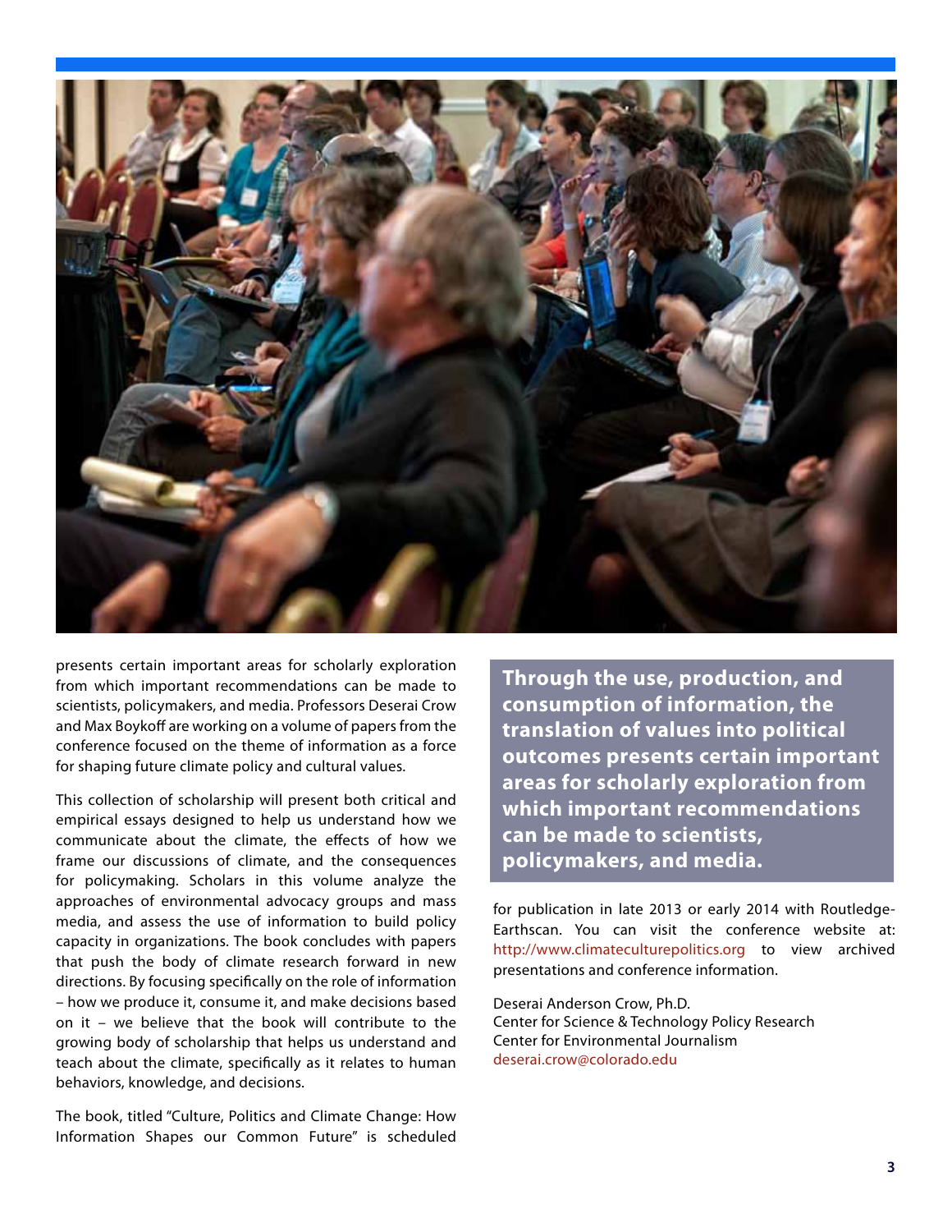presents certain important areas for scholarly exploration from which important recommendations can be made to scientists, policymakers, and media. Professors Deserai Crow and Max Boykoff are working on a volume of papers from the conference focused on the theme of information as a force for shaping future climate policy and cultural values.

This collection of scholarship will present both critical and empirical essays designed to help us understand how we communicate about the climate, the effects of how we frame our discussions of climate, and the consequences for policymaking. Scholars in this volume analyze the approaches of environmental advocacy groups and mass media, and assess the use of information to build policy capacity in organizations. The book concludes with papers that push the body of climate research forward in new directions. By focusing specifically on the role of information – how we produce it, consume it, and make decisions based on it – we believe that the book will contribute to the growing body of scholarship that helps us understand and teach about the climate, specifically as it relates to human behaviors, knowledge, and decisions.

The book, titled "Culture, Politics and Climate Change: How Information Shapes our Common Future" is scheduled for publication in late 2013 or early 2014 with Routledge-Earthscan. You can visit the conference website at: http://www.climateculturepolitics.org to view archived presentations and conference information.

**Through the use, production, and consumption of information, the translation of values into political outcomes presents certain important areas for scholarly exploration from which important recommendations can be made to scientists, policymakers, and media.**

Deserai Anderson Crow, Ph.D.
Center for Science & Technology Policy Research
Center for Environmental Journalism
deserai.crow@colorado.edu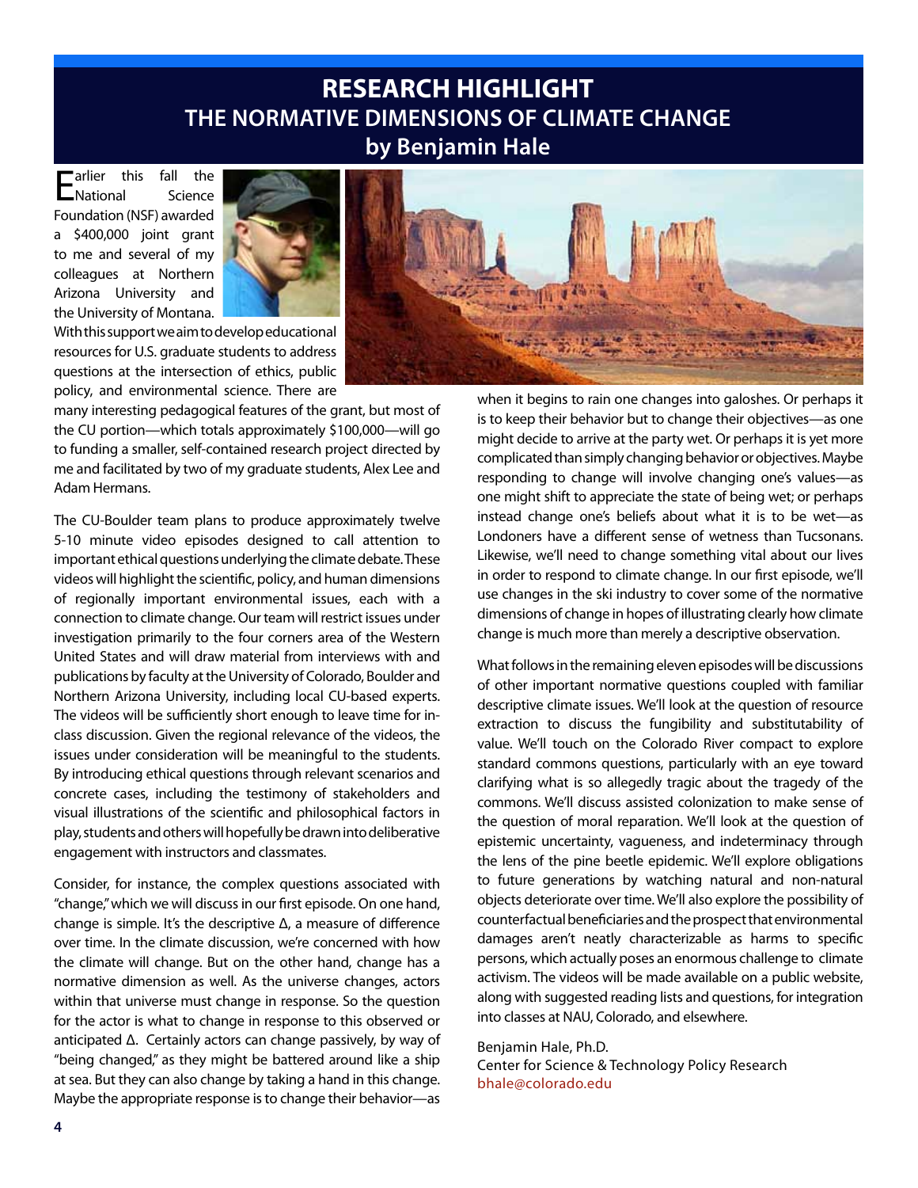# RESEARCH HIGHLIGHT

## THE NORMATIVE DIMENSIONS OF CLIMATE CHANGE

### by Benjamin Hale

Earlier this fall the National Science Foundation (NSF) awarded a \$400,000 joint grant to me and several of my colleagues at Northern Arizona University and the University of Montana. With this support we aim to develop educational resources for U.S. graduate students to address questions at the intersection of ethics, public policy, and environmental science. There are many interesting pedagogical features of the grant, but most of the CU portion—which totals approximately \$100,000—will go to funding a smaller, self-contained research project directed by me and facilitated by two of my graduate students, Alex Lee and Adam Hermans.

The CU-Boulder team plans to produce approximately twelve 5-10 minute video episodes designed to call attention to important ethical questions underlying the climate debate. These videos will highlight the scientific, policy, and human dimensions of regionally important environmental issues, each with a connection to climate change. Our team will restrict issues under investigation primarily to the four corners area of the Western United States and will draw material from interviews with and publications by faculty at the University of Colorado, Boulder and Northern Arizona University, including local CU-based experts. The videos will be sufficiently short enough to leave time for in-class discussion. Given the regional relevance of the videos, the issues under consideration will be meaningful to the students. By introducing ethical questions through relevant scenarios and concrete cases, including the testimony of stakeholders and visual illustrations of the scientific and philosophical factors in play, students and others will hopefully be drawn into deliberative engagement with instructors and classmates.

Consider, for instance, the complex questions associated with "change," which we will discuss in our first episode. On one hand, change is simple. It's the descriptive $\Delta$, a measure of difference over time. In the climate discussion, we're concerned with how the climate will change. But on the other hand, change has a normative dimension as well. As the universe changes, actors within that universe must change in response. So the question for the actor is what to change in response to this observed or anticipated $\Delta$. Certainly actors can change passively, by way of "being changed," as they might be battered around like a ship at sea. But they can also change by taking a hand in this change. Maybe the appropriate response is to change their behavior—as when it begins to rain one changes into galoshes. Or perhaps it is to keep their behavior but to change their objectives—as one might decide to arrive at the party wet. Or perhaps it is yet more complicated than simply changing behavior or objectives. Maybe responding to change will involve changing one's values—as one might shift to appreciate the state of being wet; or perhaps instead change one's beliefs about what it is to be wet—as Londoners have a different sense of wetness than Tucsonans. Likewise, we'll need to change something vital about our lives in order to respond to climate change. In our first episode, we'll use changes in the ski industry to cover some of the normative dimensions of change in hopes of illustrating clearly how climate change is much more than merely a descriptive observation.

What follows in the remaining eleven episodes will be discussions of other important normative questions coupled with familiar descriptive climate issues. We'll look at the question of resource extraction to discuss the fungibility and substitutability of value. We'll touch on the Colorado River compact to explore standard commons questions, particularly with an eye toward clarifying what is so allegedly tragic about the tragedy of the commons. We'll discuss assisted colonization to make sense of the question of moral reparation. We'll look at the question of epistemic uncertainty, vagueness, and indeterminacy through the lens of the pine beetle epidemic. We'll explore obligations to future generations by watching natural and non-natural objects deteriorate over time. We'll also explore the possibility of counterfactual beneficiaries and the prospect that environmental damages aren't neatly characterizable as harms to specific persons, which actually poses an enormous challenge to climate activism. The videos will be made available on a public website, along with suggested reading lists and questions, for integration into classes at NAU, Colorado, and elsewhere.

Benjamin Hale, Ph.D.
Center for Science & Technology Policy Research
bhale@colorado.edu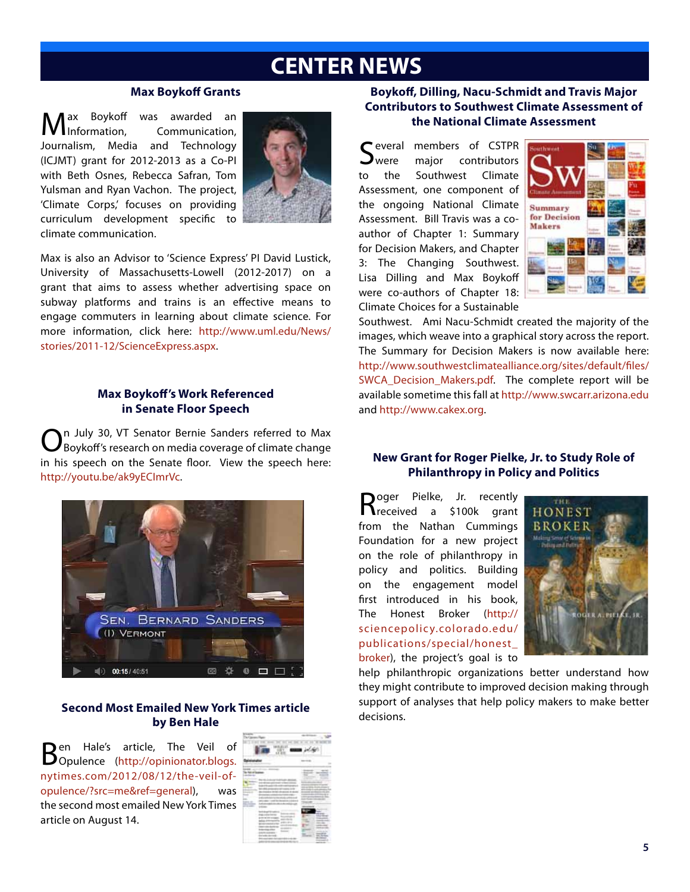# CENTER NEWS

## Max Boykoff Grants

Max Boykoff was awarded an Information, Communication, Journalism, Media and Technology (ICJMT) grant for 2012-2013 as a Co-PI with Beth Osnes, Rebecca Safran, Tom Yulsman and Ryan Vachon. The project, 'Climate Corps,' focuses on providing curriculum development specific to climate communication.

Max is also an Advisor to 'Science Express' PI David Lustick, University of Massachusetts-Lowell (2012-2017) on a grant that aims to assess whether advertising space on subway platforms and trains is an effective means to engage commuters in learning about climate science. For more information, click here: http://www.uml.edu/News/stories/2011-12/ScienceExpress.aspx.

## Max Boykoff's Work Referenced in Senate Floor Speech

On July 30, VT Senator Bernie Sanders referred to Max Boykoff's research on media coverage of climate change in his speech on the Senate floor. View the speech here: http://youtu.be/ak9yEClmrVc.

## Second Most Emailed New York Times article by Ben Hale

Ben Hale's article, The Veil of Opulence (http://opinionator.blogs.nytimes.com/2012/08/12/the-veil-of-opulence/?src=me&ref=general), was the second most emailed New York Times article on August 14.

## Boykoff, Dilling, Nacu-Schmidt and Travis Major Contributors to Southwest Climate Assessment of the National Climate Assessment

Several members of CSTPR were major contributors to the Southwest Climate Assessment, one component of the ongoing National Climate Assessment. Bill Travis was a co-author of Chapter 1: Summary for Decision Makers, and Chapter 3: The Changing Southwest. Lisa Dilling and Max Boykoff were co-authors of Chapter 18: Climate Choices for a Sustainable Southwest. Ami Nacu-Schmidt created the majority of the images, which weave into a graphical story across the report. The Summary for Decision Makers is now available here: http://www.southwestclimatealliance.org/sites/default/files/SWCA_Decision_Makers.pdf. The complete report will be available sometime this fall at http://www.swcarr.arizona.edu and http://www.cakex.org.

## New Grant for Roger Pielke, Jr. to Study Role of Philanthropy in Policy and Politics

Roger Pielke, Jr. recently received a $100k grant from the Nathan Cummings Foundation for a new project on the role of philanthropy in policy and politics. Building on the engagement model first introduced in his book, The Honest Broker (http://sciencepolicy.colorado.edu/publications/special/honest_broker), the project's goal is to help philanthropic organizations better understand how they might contribute to improved decision making through support of analyses that help policy makers to make better decisions.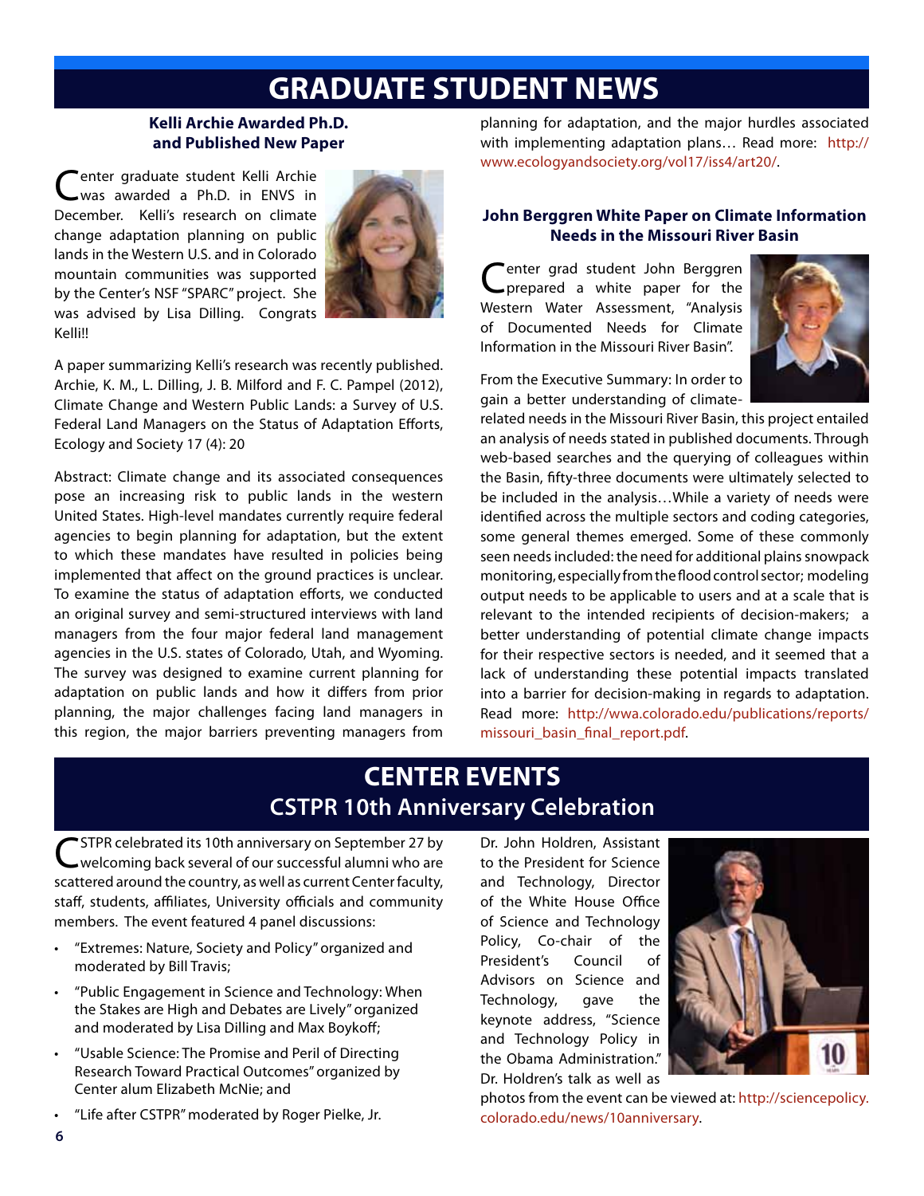# GRADUATE STUDENT NEWS

### Kelli Archie Awarded Ph.D. and Published New Paper

Center graduate student Kelli Archie was awarded a Ph.D. in ENVS in December. Kelli's research on climate change adaptation planning on public lands in the Western U.S. and in Colorado mountain communities was supported by the Center's NSF "SPARC" project. She was advised by Lisa Dilling. Congrats Kelli!!

A paper summarizing Kelli's research was recently published. Archie, K. M., L. Dilling, J. B. Milford and F. C. Pampel (2012), Climate Change and Western Public Lands: a Survey of U.S. Federal Land Managers on the Status of Adaptation Efforts, Ecology and Society 17 (4): 20

Abstract: Climate change and its associated consequences pose an increasing risk to public lands in the western United States. High-level mandates currently require federal agencies to begin planning for adaptation, but the extent to which these mandates have resulted in policies being implemented that affect on the ground practices is unclear. To examine the status of adaptation efforts, we conducted an original survey and semi-structured interviews with land managers from the four major federal land management agencies in the U.S. states of Colorado, Utah, and Wyoming. The survey was designed to examine current planning for adaptation on public lands and how it differs from prior planning, the major challenges facing land managers in this region, the major barriers preventing managers from planning for adaptation, and the major hurdles associated with implementing adaptation plans… Read more: http://www.ecologyandsociety.org/vol17/iss4/art20/.

### John Berggren White Paper on Climate Information Needs in the Missouri River Basin

Center grad student John Berggren prepared a white paper for the Western Water Assessment, "Analysis of Documented Needs for Climate Information in the Missouri River Basin".

From the Executive Summary: In order to gain a better understanding of climate-related needs in the Missouri River Basin, this project entailed an analysis of needs stated in published documents. Through web-based searches and the querying of colleagues within the Basin, fifty-three documents were ultimately selected to be included in the analysis…While a variety of needs were identified across the multiple sectors and coding categories, some general themes emerged. Some of these commonly seen needs included: the need for additional plains snowpack monitoring, especially from the flood control sector; modeling output needs to be applicable to users and at a scale that is relevant to the intended recipients of decision-makers; a better understanding of potential climate change impacts for their respective sectors is needed, and it seemed that a lack of understanding these potential impacts translated into a barrier for decision-making in regards to adaptation. Read more: http://wwa.colorado.edu/publications/reports/missouri_basin_final_report.pdf.

# CENTER EVENTS

## CSTPR 10th Anniversary Celebration

CSTPR celebrated its 10th anniversary on September 27 by welcoming back several of our successful alumni who are scattered around the country, as well as current Center faculty, staff, students, affiliates, University officials and community members. The event featured 4 panel discussions:

- "Extremes: Nature, Society and Policy" organized and moderated by Bill Travis;
- "Public Engagement in Science and Technology: When the Stakes are High and Debates are Lively" organized and moderated by Lisa Dilling and Max Boykoff;
- "Usable Science: The Promise and Peril of Directing Research Toward Practical Outcomes" organized by Center alum Elizabeth McNie; and
- "Life after CSTPR" moderated by Roger Pielke, Jr.

Dr. John Holdren, Assistant to the President for Science and Technology, Director of the White House Office of Science and Technology Policy, Co-chair of the President's Council of Advisors on Science and Technology, gave the keynote address, "Science and Technology Policy in the Obama Administration." Dr. Holdren's talk as well as photos from the event can be viewed at: http://sciencepolicy.colorado.edu/news/10anniversary.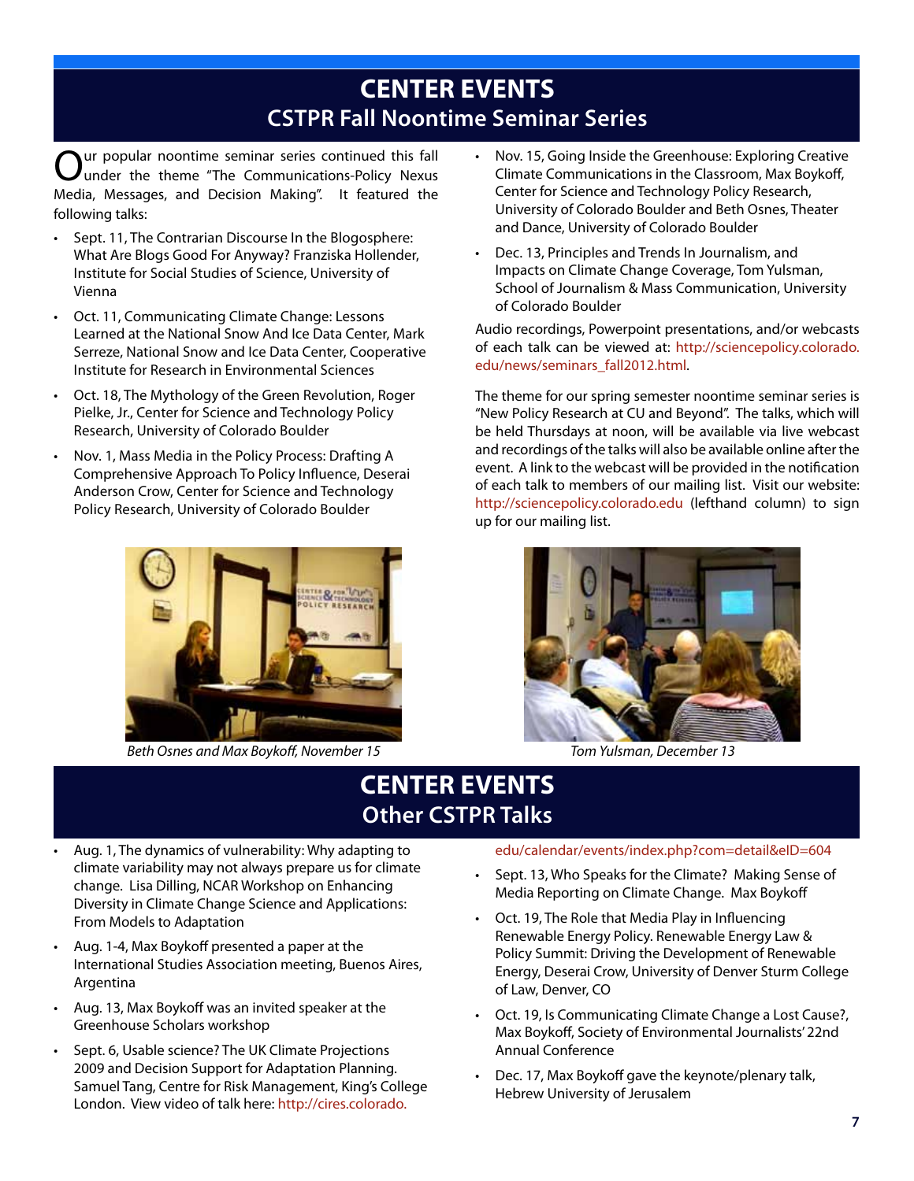# CENTER EVENTS

## CSTPR Fall Noontime Seminar Series

Our popular noontime seminar series continued this fall under the theme "The Communications-Policy Nexus Media, Messages, and Decision Making". It featured the following talks:

- Sept. 11, The Contrarian Discourse In the Blogosphere: What Are Blogs Good For Anyway? Franziska Hollender, Institute for Social Studies of Science, University of Vienna
- Oct. 11, Communicating Climate Change: Lessons Learned at the National Snow And Ice Data Center, Mark Serreze, National Snow and Ice Data Center, Cooperative Institute for Research in Environmental Sciences
- Oct. 18, The Mythology of the Green Revolution, Roger Pielke, Jr., Center for Science and Technology Policy Research, University of Colorado Boulder
- Nov. 1, Mass Media in the Policy Process: Drafting A Comprehensive Approach To Policy Influence, Deserai Anderson Crow, Center for Science and Technology Policy Research, University of Colorado Boulder
- Nov. 15, Going Inside the Greenhouse: Exploring Creative Climate Communications in the Classroom, Max Boykoff, Center for Science and Technology Policy Research, University of Colorado Boulder and Beth Osnes, Theater and Dance, University of Colorado Boulder
- Dec. 13, Principles and Trends In Journalism, and Impacts on Climate Change Coverage, Tom Yulsman, School of Journalism & Mass Communication, University of Colorado Boulder

Audio recordings, Powerpoint presentations, and/or webcasts of each talk can be viewed at: http://sciencepolicy.colorado.edu/news/seminars_fall2012.html.

The theme for our spring semester noontime seminar series is "New Policy Research at CU and Beyond". The talks, which will be held Thursdays at noon, will be available via live webcast and recordings of the talks will also be available online after the event. A link to the webcast will be provided in the notification of each talk to members of our mailing list. Visit our website: http://sciencepolicy.colorado.edu (lefthand column) to sign up for our mailing list.

*Beth Osnes and Max Boykoff, November 15*

*Tom Yulsman, December 13*

# CENTER EVENTS

## Other CSTPR Talks

- Aug. 1, The dynamics of vulnerability: Why adapting to climate variability may not always prepare us for climate change. Lisa Dilling, NCAR Workshop on Enhancing Diversity in Climate Change Science and Applications: From Models to Adaptation
- Aug. 1-4, Max Boykoff presented a paper at the International Studies Association meeting, Buenos Aires, Argentina
- Aug. 13, Max Boykoff was an invited speaker at the Greenhouse Scholars workshop
- Sept. 6, Usable science? The UK Climate Projections 2009 and Decision Support for Adaptation Planning. Samuel Tang, Centre for Risk Management, King's College London. View video of talk here: http://cires.colorado.edu/calendar/events/index.php?com=detail&eID=604
- Sept. 13, Who Speaks for the Climate? Making Sense of Media Reporting on Climate Change. Max Boykoff
- Oct. 19, The Role that Media Play in Influencing Renewable Energy Policy. Renewable Energy Law & Policy Summit: Driving the Development of Renewable Energy, Deserai Crow, University of Denver Sturm College of Law, Denver, CO
- Oct. 19, Is Communicating Climate Change a Lost Cause?, Max Boykoff, Society of Environmental Journalists' 22nd Annual Conference
- Dec. 17, Max Boykoff gave the keynote/plenary talk, Hebrew University of Jerusalem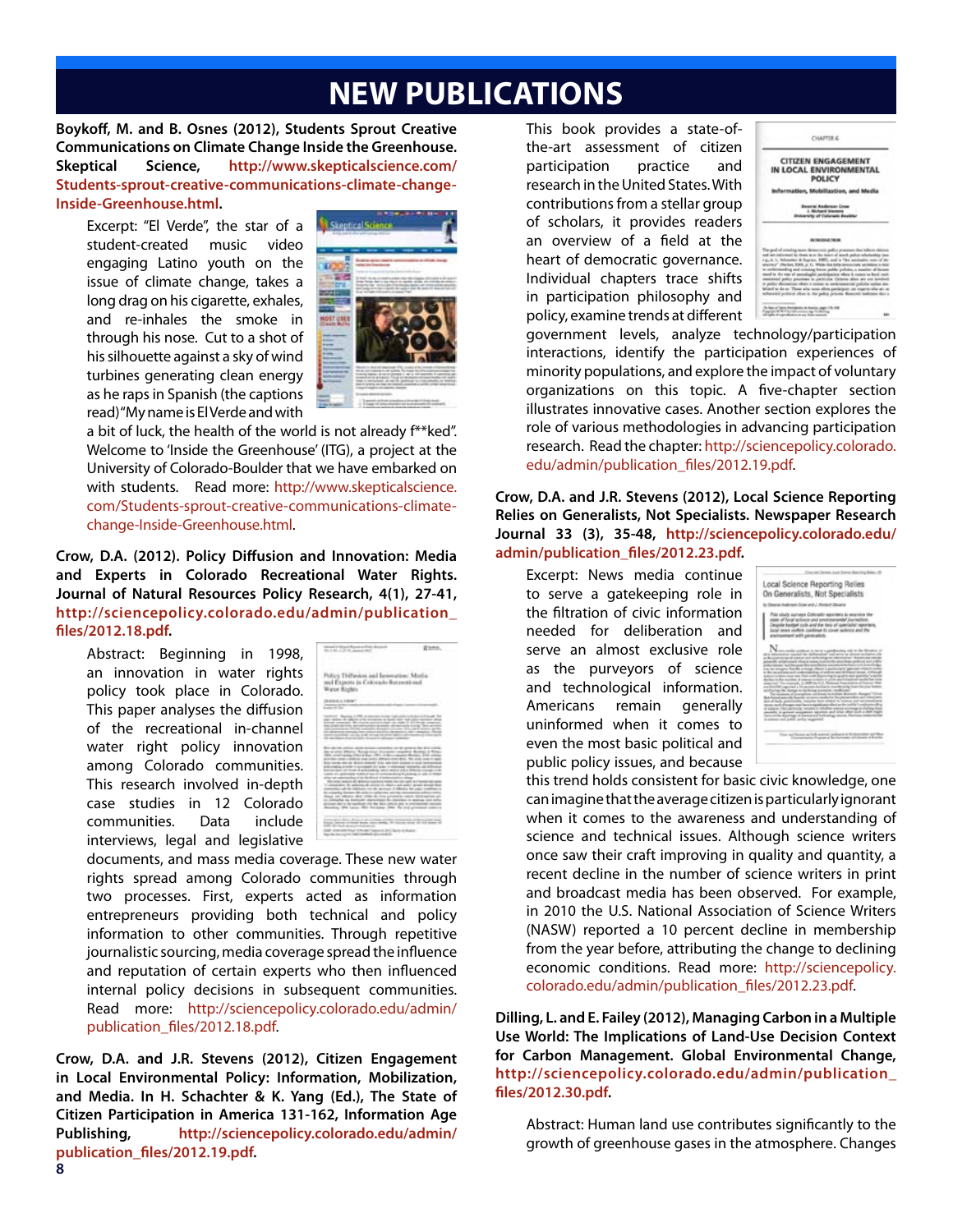# NEW PUBLICATIONS

**Boykoff, M. and B. Osnes (2012), Students Sprout Creative Communications on Climate Change Inside the Greenhouse. Skeptical Science, http://www.skepticalscience.com/Students-sprout-creative-communications-climate-change-Inside-Greenhouse.html.**

Excerpt: "El Verde", the star of a student-created music video engaging Latino youth on the issue of climate change, takes a long drag on his cigarette, exhales, and re-inhales the smoke in through his nose. Cut to a shot of his silhouette against a sky of wind turbines generating clean energy as he raps in Spanish (the captions read) "My name is El Verde and with a bit of luck, the health of the world is not already f**ked". Welcome to 'Inside the Greenhouse' (ITG), a project at the University of Colorado-Boulder that we have embarked on with students. Read more: http://www.skepticalscience.com/Students-sprout-creative-communications-climate-change-Inside-Greenhouse.html.

**Crow, D.A. (2012). Policy Diffusion and Innovation: Media and Experts in Colorado Recreational Water Rights. Journal of Natural Resources Policy Research, 4(1), 27-41, http://sciencepolicy.colorado.edu/admin/publication_files/2012.18.pdf.**

Abstract: Beginning in 1998, an innovation in water rights policy took place in Colorado. This paper analyses the diffusion of the recreational in-channel water right policy innovation among Colorado communities. This research involved in-depth case studies in 12 Colorado communities. Data include interviews, legal and legislative documents, and mass media coverage. These new water rights spread among Colorado communities through two processes. First, experts acted as information entrepreneurs providing both technical and policy information to other communities. Through repetitive journalistic sourcing, media coverage spread the influence and reputation of certain experts who then influenced internal policy decisions in subsequent communities. Read more: http://sciencepolicy.colorado.edu/admin/publication_files/2012.18.pdf.

**Crow, D.A. and J.R. Stevens (2012), Citizen Engagement in Local Environmental Policy: Information, Mobilization, and Media. In H. Schachter & K. Yang (Ed.), The State of Citizen Participation in America 131-162, Information Age Publishing, http://sciencepolicy.colorado.edu/admin/publication_files/2012.19.pdf.**

This book provides a state-of-the-art assessment of citizen participation practice and research in the United States. With contributions from a stellar group of scholars, it provides readers an overview of a field at the heart of democratic governance. Individual chapters trace shifts in participation philosophy and policy, examine trends at different government levels, analyze technology/participation interactions, identify the participation experiences of minority populations, and explore the impact of voluntary organizations on this topic. A five-chapter section illustrates innovative cases. Another section explores the role of various methodologies in advancing participation research. Read the chapter: http://sciencepolicy.colorado.edu/admin/publication_files/2012.19.pdf.

**Crow, D.A. and J.R. Stevens (2012), Local Science Reporting Relies on Generalists, Not Specialists. Newspaper Research Journal 33 (3), 35-48, http://sciencepolicy.colorado.edu/admin/publication_files/2012.23.pdf.**

Excerpt: News media continue to serve a gatekeeping role in the filtration of civic information needed for deliberation and serve an almost exclusive role as the purveyors of science and technological information. Americans remain generally uninformed when it comes to even the most basic political and public policy issues, and because this trend holds consistent for basic civic knowledge, one can imagine that the average citizen is particularly ignorant when it comes to the awareness and understanding of science and technical issues. Although science writers once saw their craft improving in quality and quantity, a recent decline in the number of science writers in print and broadcast media has been observed. For example, in 2010 the U.S. National Association of Science Writers (NASW) reported a 10 percent decline in membership from the year before, attributing the change to declining economic conditions. Read more: http://sciencepolicy.colorado.edu/admin/publication_files/2012.23.pdf.

**Dilling, L. and E. Failey (2012), Managing Carbon in a Multiple Use World: The Implications of Land-Use Decision Context for Carbon Management. Global Environmental Change, http://sciencepolicy.colorado.edu/admin/publication_files/2012.30.pdf.**

Abstract: Human land use contributes significantly to the growth of greenhouse gases in the atmosphere. Changes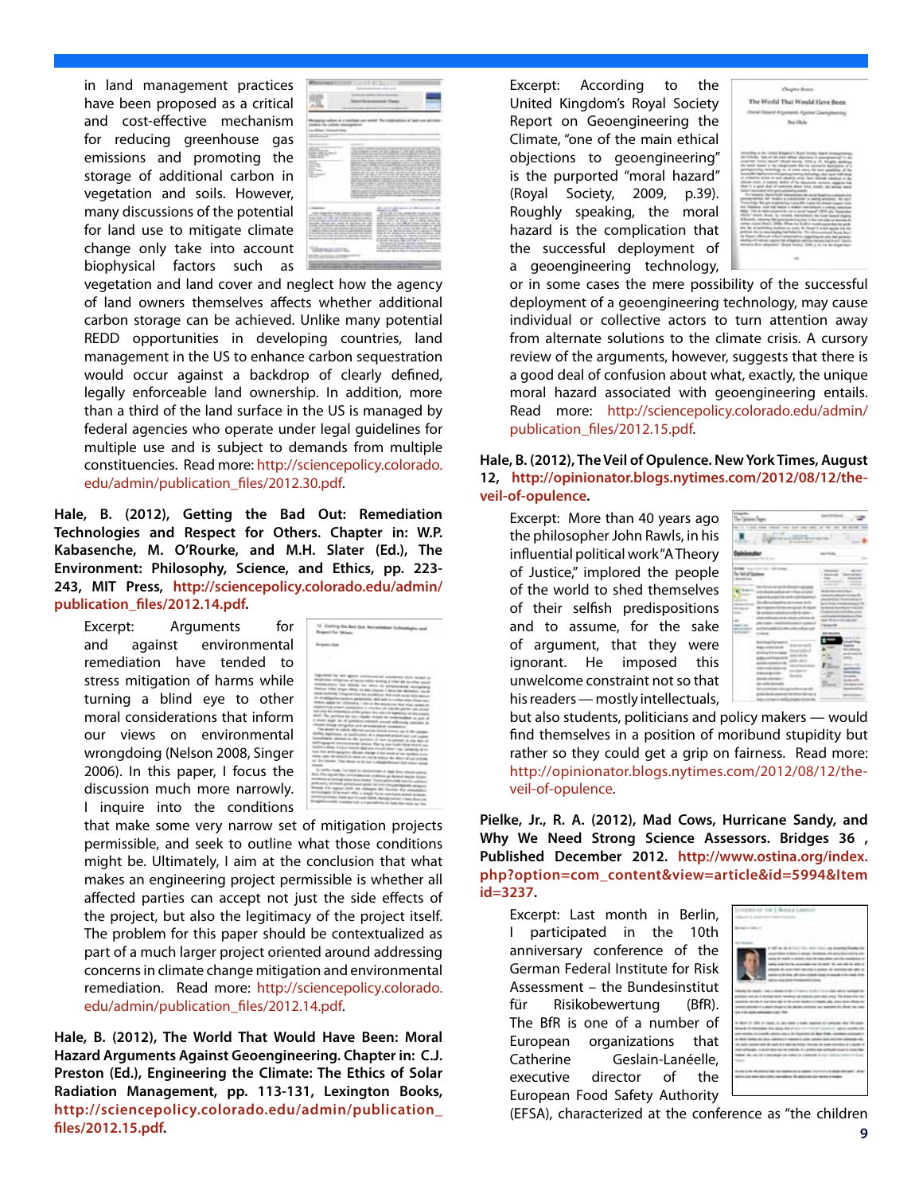in land management practices have been proposed as a critical and cost-effective mechanism for reducing greenhouse gas emissions and promoting the storage of additional carbon in vegetation and soils. However, many discussions of the potential for land use to mitigate climate change only take into account biophysical factors such as vegetation and land cover and neglect how the agency of land owners themselves affects whether additional carbon storage can be achieved. Unlike many potential REDD opportunities in developing countries, land management in the US to enhance carbon sequestration would occur against a backdrop of clearly defined, legally enforceable land ownership. In addition, more than a third of the land surface in the US is managed by federal agencies who operate under legal guidelines for multiple use and is subject to demands from multiple constituencies. Read more: http://sciencepolicy.colorado.edu/admin/publication_files/2012.30.pdf.

**Hale, B. (2012), Getting the Bad Out: Remediation Technologies and Respect for Others. Chapter in: W.P. Kabasenche, M. O'Rourke, and M.H. Slater (Ed.), The Environment: Philosophy, Science, and Ethics, pp. 223-243, MIT Press, http://sciencepolicy.colorado.edu/admin/publication_files/2012.14.pdf.**

Excerpt: Arguments for and against environmental remediation have tended to stress mitigation of harms while turning a blind eye to other moral considerations that inform our views on environmental wrongdoing (Nelson 2008, Singer 2006). In this paper, I focus the discussion much more narrowly. I inquire into the conditions that make some very narrow set of mitigation projects permissible, and seek to outline what those conditions might be. Ultimately, I aim at the conclusion that what makes an engineering project permissible is whether all affected parties can accept not just the side effects of the project, but also the legitimacy of the project itself. The problem for this paper should be contextualized as part of a much larger project oriented around addressing concerns in climate change mitigation and environmental remediation. Read more: http://sciencepolicy.colorado.edu/admin/publication_files/2012.14.pdf.

**Hale, B. (2012), The World That Would Have Been: Moral Hazard Arguments Against Geoengineering. Chapter in: C.J. Preston (Ed.), Engineering the Climate: The Ethics of Solar Radiation Management, pp. 113-131, Lexington Books, http://sciencepolicy.colorado.edu/admin/publication_files/2012.15.pdf.**

Excerpt: According to the United Kingdom's Royal Society Report on Geoengineering the Climate, "one of the main ethical objections to geoengineering" is the purported "moral hazard" (Royal Society, 2009, p.39). Roughly speaking, the moral hazard is the complication that the successful deployment of a geoengineering technology, or in some cases the mere possibility of the successful deployment of a geoengineering technology, may cause individual or collective actors to turn attention away from alternate solutions to the climate crisis. A cursory review of the arguments, however, suggests that there is a good deal of confusion about what, exactly, the unique moral hazard associated with geoengineering entails. Read more: http://sciencepolicy.colorado.edu/admin/publication_files/2012.15.pdf.

**Hale, B. (2012), The Veil of Opulence. New York Times, August 12, http://opinionator.blogs.nytimes.com/2012/08/12/the-veil-of-opulence.**

Excerpt: More than 40 years ago the philosopher John Rawls, in his influential political work "A Theory of Justice," implored the people of the world to shed themselves of their selfish predispositions and to assume, for the sake of argument, that they were ignorant. He imposed this unwelcome constraint not so that his readers — mostly intellectuals, but also students, politicians and policy makers — would find themselves in a position of moribund stupidity but rather so they could get a grip on fairness. Read more: http://opinionator.blogs.nytimes.com/2012/08/12/the-veil-of-opulence.

**Pielke, Jr., R. A. (2012), Mad Cows, Hurricane Sandy, and Why We Need Strong Science Assessors. Bridges 36 , Published December 2012. http://www.ostina.org/index.php?option=com_content&view=article&id=5994&Itemid=3237.**

Excerpt: Last month in Berlin, I participated in the 10th anniversary conference of the German Federal Institute for Risk Assessment – the Bundesinstitut für Risikobewertung (BfR). The BfR is one of a number of European organizations that Catherine Geslain-Lanéelle, executive director of the European Food Safety Authority (EFSA), characterized at the conference as "the children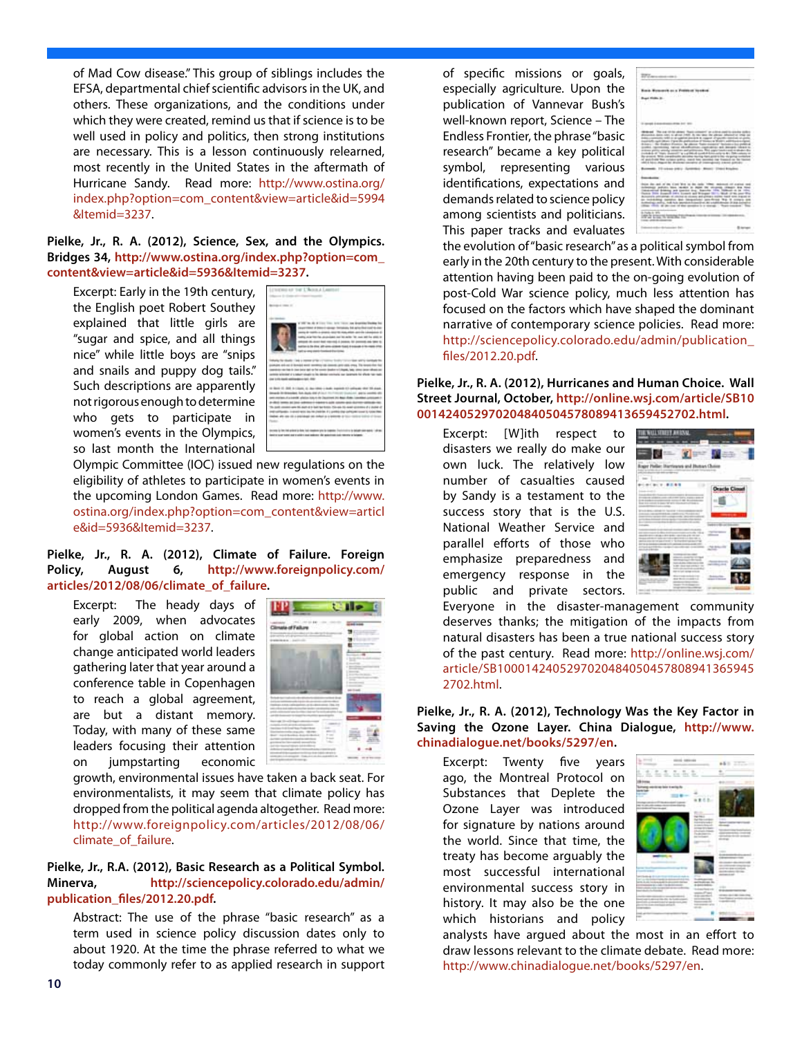of Mad Cow disease." This group of siblings includes the EFSA, departmental chief scientific advisors in the UK, and others. These organizations, and the conditions under which they were created, remind us that if science is to be well used in policy and politics, then strong institutions are necessary. This is a lesson continuously relearned, most recently in the United States in the aftermath of Hurricane Sandy. Read more: http://www.ostina.org/index.php?option=com_content&view=article&id=5994&Itemid=3237.

**Pielke, Jr., R. A. (2012), Science, Sex, and the Olympics. Bridges 34, http://www.ostina.org/index.php?option=com_content&view=article&id=5936&Itemid=3237.**

Excerpt: Early in the 19th century, the English poet Robert Southey explained that little girls are "sugar and spice, and all things nice" while little boys are "snips and snails and puppy dog tails." Such descriptions are apparently not rigorous enough to determine who gets to participate in women's events in the Olympics, so last month the International Olympic Committee (IOC) issued new regulations on the eligibility of athletes to participate in women's events in the upcoming London Games. Read more: http://www.ostina.org/index.php?option=com_content&view=article&id=5936&Itemid=3237.

**Pielke, Jr., R. A. (2012), Climate of Failure. Foreign Policy, August 6, http://www.foreignpolicy.com/articles/2012/08/06/climate_of_failure.**

Excerpt: The heady days of early 2009, when advocates for global action on climate change anticipated world leaders gathering later that year around a conference table in Copenhagen to reach a global agreement, are but a distant memory. Today, with many of these same leaders focusing their attention on jumpstarting economic growth, environmental issues have taken a back seat. For environmentalists, it may seem that climate policy has dropped from the political agenda altogether. Read more: http://www.foreignpolicy.com/articles/2012/08/06/climate_of_failure.

**Pielke, Jr., R.A. (2012), Basic Research as a Political Symbol. Minerva, http://sciencepolicy.colorado.edu/admin/publication_files/2012.20.pdf.**

Abstract: The use of the phrase "basic research" as a term used in science policy discussion dates only to about 1920. At the time the phrase referred to what we today commonly refer to as applied research in support of specific missions or goals, especially agriculture. Upon the publication of Vannevar Bush's well-known report, Science – The Endless Frontier, the phrase "basic research" became a key political symbol, representing various identifications, expectations and demands related to science policy among scientists and politicians. This paper tracks and evaluates the evolution of "basic research" as a political symbol from early in the 20th century to the present. With considerable attention having been paid to the on-going evolution of post-Cold War science policy, much less attention has focused on the factors which have shaped the dominant narrative of contemporary science policies. Read more: http://sciencepolicy.colorado.edu/admin/publication_files/2012.20.pdf.

**Pielke, Jr., R. A. (2012), Hurricanes and Human Choice. Wall Street Journal, October, http://online.wsj.com/article/SB10001424052970204840504578089413659452702.html.**

Excerpt: [W]ith respect to disasters we really do make our own luck. The relatively low number of casualties caused by Sandy is a testament to the success story that is the U.S. National Weather Service and parallel efforts of those who emphasize preparedness and emergency response in the public and private sectors. Everyone in the disaster-management community deserves thanks; the mitigation of the impacts from natural disasters has been a true national success story of the past century. Read more: http://online.wsj.com/article/SB10001424052970204840504578089413659452702.html.

**Pielke, Jr., R. A. (2012), Technology Was the Key Factor in Saving the Ozone Layer. China Dialogue, http://www.chinadialogue.net/books/5297/en.**

Excerpt: Twenty five years ago, the Montreal Protocol on Substances that Deplete the Ozone Layer was introduced for signature by nations around the world. Since that time, the treaty has become arguably the most successful international environmental success story in history. It may also be the one which historians and policy analysts have argued about the most in an effort to draw lessons relevant to the climate debate. Read more: http://www.chinadialogue.net/books/5297/en.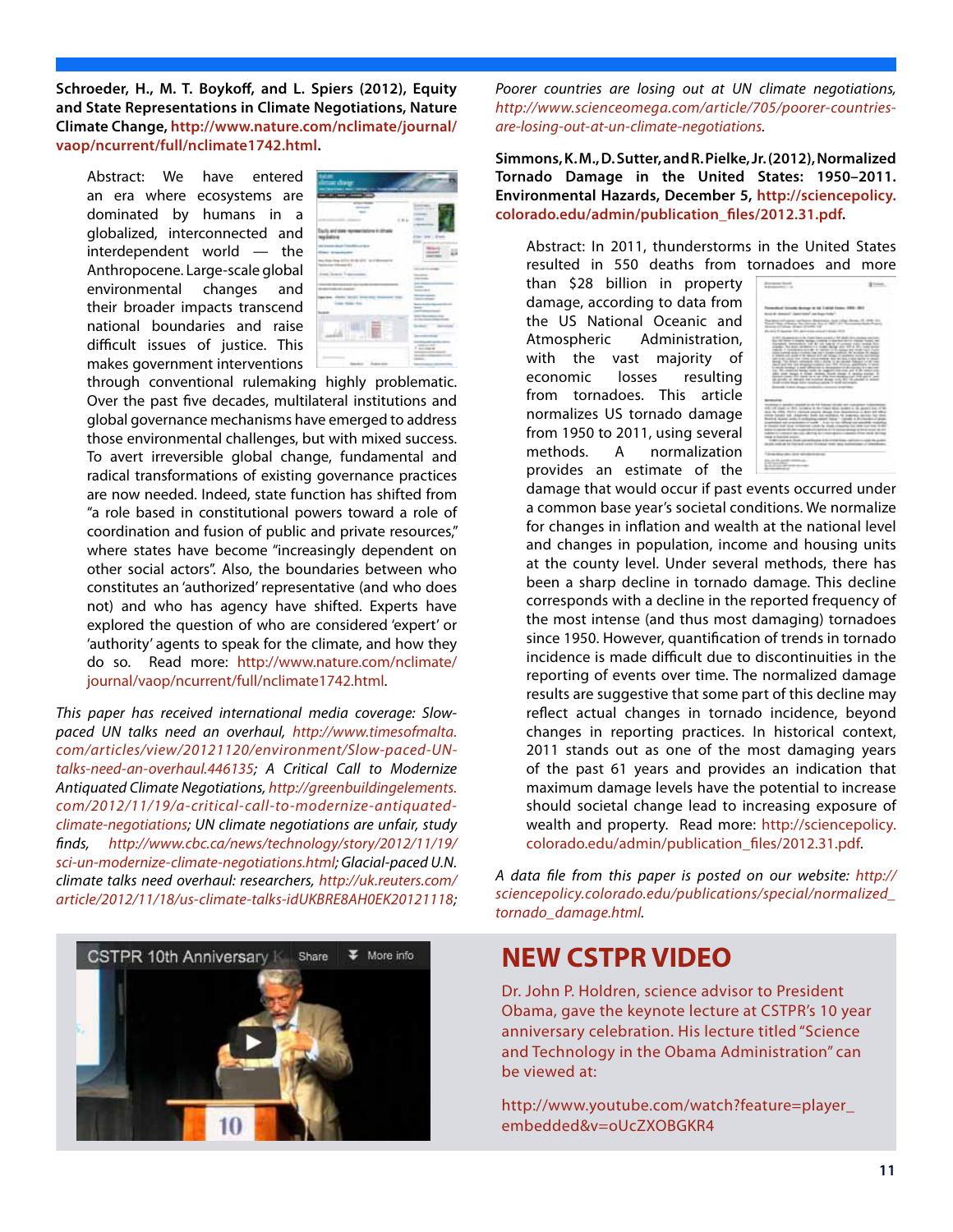**Schroeder, H., M. T. Boykoff, and L. Spiers (2012), Equity and State Representations in Climate Negotiations, Nature Climate Change, http://www.nature.com/nclimate/journal/vaop/ncurrent/full/nclimate1742.html.**

Abstract: We have entered an era where ecosystems are dominated by humans in a globalized, interconnected and interdependent world — the Anthropocene. Large-scale global environmental changes and their broader impacts transcend national boundaries and raise difficult issues of justice. This makes government interventions through conventional rulemaking highly problematic. Over the past five decades, multilateral institutions and global governance mechanisms have emerged to address those environmental challenges, but with mixed success. To avert irreversible global change, fundamental and radical transformations of existing governance practices are now needed. Indeed, state function has shifted from "a role based in constitutional powers toward a role of coordination and fusion of public and private resources," where states have become "increasingly dependent on other social actors". Also, the boundaries between who constitutes an 'authorized' representative (and who does not) and who has agency have shifted. Experts have explored the question of who are considered 'expert' or 'authority' agents to speak for the climate, and how they do so. Read more: http://www.nature.com/nclimate/journal/vaop/ncurrent/full/nclimate1742.html.

*This paper has received international media coverage: Slow-paced UN talks need an overhaul, http://www.timesofmalta.com/articles/view/20121120/environment/Slow-paced-UN-talks-need-an-overhaul.446135; A Critical Call to Modernize Antiquated Climate Negotiations, http://greenbuildingelements.com/2012/11/19/a-critical-call-to-modernize-antiquated-climate-negotiations; UN climate negotiations are unfair, study finds, http://www.cbc.ca/news/technology/story/2012/11/19/sci-un-modernize-climate-negotiations.html; Glacial-paced U.N. climate talks need overhaul: researchers, http://uk.reuters.com/article/2012/11/18/us-climate-talks-idUKBRE8AH0EK20121118; Poorer countries are losing out at UN climate negotiations, http://www.scienceomega.com/article/705/poorer-countries-are-losing-out-at-un-climate-negotiations.*

**Simmons, K. M., D. Sutter, and R. Pielke, Jr. (2012), Normalized Tornado Damage in the United States: 1950–2011. Environmental Hazards, December 5, http://sciencepolicy.colorado.edu/admin/publication_files/2012.31.pdf.**

Abstract: In 2011, thunderstorms in the United States resulted in 550 deaths from tornadoes and more than $28 billion in property damage, according to data from the US National Oceanic and Atmospheric Administration, with the vast majority of economic losses resulting from tornadoes. This article normalizes US tornado damage from 1950 to 2011, using several methods. A normalization provides an estimate of the damage that would occur if past events occurred under a common base year's societal conditions. We normalize for changes in inflation and wealth at the national level and changes in population, income and housing units at the county level. Under several methods, there has been a sharp decline in tornado damage. This decline corresponds with a decline in the reported frequency of the most intense (and thus most damaging) tornadoes since 1950. However, quantification of trends in tornado incidence is made difficult due to discontinuities in the reporting of events over time. The normalized damage results are suggestive that some part of this decline may reflect actual changes in tornado incidence, beyond changes in reporting practices. In historical context, 2011 stands out as one of the most damaging years of the past 61 years and provides an indication that maximum damage levels have the potential to increase should societal change lead to increasing exposure of wealth and property. Read more: http://sciencepolicy.colorado.edu/admin/publication_files/2012.31.pdf.

*A data file from this paper is posted on our website: http://sciencepolicy.colorado.edu/publications/special/normalized_tornado_damage.html.*

## NEW CSTPR VIDEO

Dr. John P. Holdren, science advisor to President Obama, gave the keynote lecture at CSTPR's 10 year anniversary celebration. His lecture titled "Science and Technology in the Obama Administration" can be viewed at:

http://www.youtube.com/watch?feature=player_embedded&v=oUcZXOBGKR4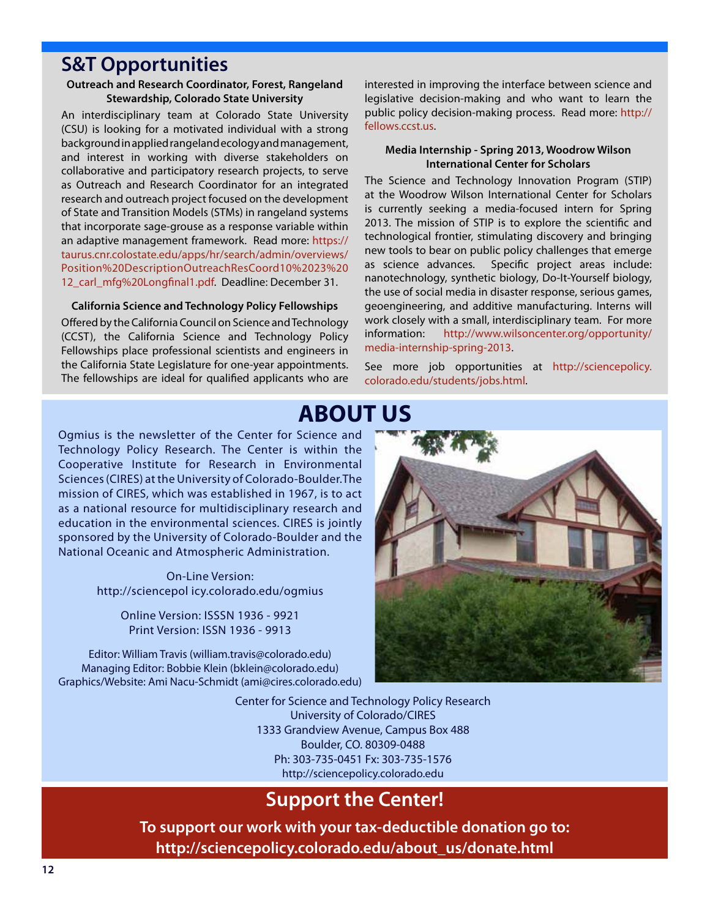# S&T Opportunities

**Outreach and Research Coordinator, Forest, Rangeland Stewardship, Colorado State University**

An interdisciplinary team at Colorado State University (CSU) is looking for a motivated individual with a strong background in applied rangeland ecology and management, and interest in working with diverse stakeholders on collaborative and participatory research projects, to serve as Outreach and Research Coordinator for an integrated research and outreach project focused on the development of State and Transition Models (STMs) in rangeland systems that incorporate sage-grouse as a response variable within an adaptive management framework. Read more: https://taurus.cnr.colostate.edu/apps/hr/search/admin/overviews/Position%20DescriptionOutreachResCoord10%2023%2012_carl_mfg%20Longfinal1.pdf. Deadline: December 31.

**California Science and Technology Policy Fellowships**

Offered by the California Council on Science and Technology (CCST), the California Science and Technology Policy Fellowships place professional scientists and engineers in the California State Legislature for one-year appointments. The fellowships are ideal for qualified applicants who are interested in improving the interface between science and legislative decision-making and who want to learn the public policy decision-making process. Read more: http://fellows.ccst.us.

**Media Internship - Spring 2013, Woodrow Wilson International Center for Scholars**

The Science and Technology Innovation Program (STIP) at the Woodrow Wilson International Center for Scholars is currently seeking a media-focused intern for Spring 2013. The mission of STIP is to explore the scientific and technological frontier, stimulating discovery and bringing new tools to bear on public policy challenges that emerge as science advances. Specific project areas include: nanotechnology, synthetic biology, Do-It-Yourself biology, the use of social media in disaster response, serious games, geoengineering, and additive manufacturing. Interns will work closely with a small, interdisciplinary team. For more information: http://www.wilsoncenter.org/opportunity/media-internship-spring-2013.

See more job opportunities at http://sciencepolicy.colorado.edu/students/jobs.html.

# ABOUT US

Ogmius is the newsletter of the Center for Science and Technology Policy Research. The Center is within the Cooperative Institute for Research in Environmental Sciences (CIRES) at the University of Colorado-Boulder.The mission of CIRES, which was established in 1967, is to act as a national resource for multidisciplinary research and education in the environmental sciences. CIRES is jointly sponsored by the University of Colorado-Boulder and the National Oceanic and Atmospheric Administration.

On-Line Version:
http://sciencepol icy.colorado.edu/ogmius

Online Version: ISSSN 1936 - 9921
Print Version: ISSN 1936 - 9913

Editor: William Travis (william.travis@colorado.edu)
Managing Editor: Bobbie Klein (bklein@colorado.edu)
Graphics/Website: Ami Nacu-Schmidt (ami@cires.colorado.edu)

Center for Science and Technology Policy Research
University of Colorado/CIRES
1333 Grandview Avenue, Campus Box 488
Boulder, CO. 80309-0488
Ph: 303-735-0451 Fx: 303-735-1576
http://sciencepolicy.colorado.edu

## Support the Center!

**To support our work with your tax-deductible donation go to:**
**http://sciencepolicy.colorado.edu/about_us/donate.html**